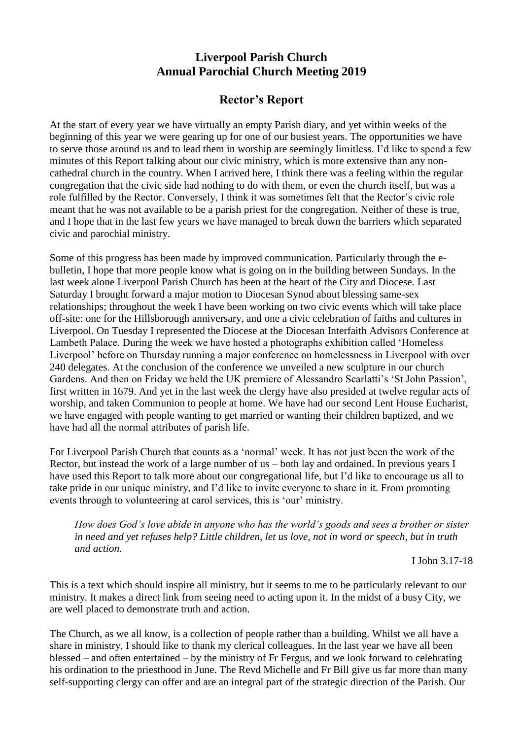# Liverpool Parish Church
# Annual Parochial Church Meeting 2019

## Rector's Report

At the start of every year we have virtually an empty Parish diary, and yet within weeks of the beginning of this year we were gearing up for one of our busiest years. The opportunities we have to serve those around us and to lead them in worship are seemingly limitless. I'd like to spend a few minutes of this Report talking about our civic ministry, which is more extensive than any non-cathedral church in the country. When I arrived here, I think there was a feeling within the regular congregation that the civic side had nothing to do with them, or even the church itself, but was a role fulfilled by the Rector. Conversely, I think it was sometimes felt that the Rector's civic role meant that he was not available to be a parish priest for the congregation. Neither of these is true, and I hope that in the last few years we have managed to break down the barriers which separated civic and parochial ministry.

Some of this progress has been made by improved communication. Particularly through the e-bulletin, I hope that more people know what is going on in the building between Sundays. In the last week alone Liverpool Parish Church has been at the heart of the City and Diocese. Last Saturday I brought forward a major motion to Diocesan Synod about blessing same-sex relationships; throughout the week I have been working on two civic events which will take place off-site: one for the Hillsborough anniversary, and one a civic celebration of faiths and cultures in Liverpool. On Tuesday I represented the Diocese at the Diocesan Interfaith Advisors Conference at Lambeth Palace. During the week we have hosted a photographs exhibition called 'Homeless Liverpool' before on Thursday running a major conference on homelessness in Liverpool with over 240 delegates. At the conclusion of the conference we unveiled a new sculpture in our church Gardens. And then on Friday we held the UK premiere of Alessandro Scarlatti's 'St John Passion', first written in 1679. And yet in the last week the clergy have also presided at twelve regular acts of worship, and taken Communion to people at home. We have had our second Lent House Eucharist, we have engaged with people wanting to get married or wanting their children baptized, and we have had all the normal attributes of parish life.

For Liverpool Parish Church that counts as a 'normal' week. It has not just been the work of the Rector, but instead the work of a large number of us – both lay and ordained. In previous years I have used this Report to talk more about our congregational life, but I'd like to encourage us all to take pride in our unique ministry, and I'd like to invite everyone to share in it. From promoting events through to volunteering at carol services, this is 'our' ministry.

> *How does God's love abide in anyone who has the world's goods and sees a brother or sister in need and yet refuses help? Little children, let us love, not in word or speech, but in truth and action.*
>
> I John 3.17-18

This is a text which should inspire all ministry, but it seems to me to be particularly relevant to our ministry. It makes a direct link from seeing need to acting upon it. In the midst of a busy City, we are well placed to demonstrate truth and action.

The Church, as we all know, is a collection of people rather than a building. Whilst we all have a share in ministry, I should like to thank my clerical colleagues. In the last year we have all been blessed – and often entertained – by the ministry of Fr Fergus, and we look forward to celebrating his ordination to the priesthood in June. The Revd Michelle and Fr Bill give us far more than many self-supporting clergy can offer and are an integral part of the strategic direction of the Parish. Our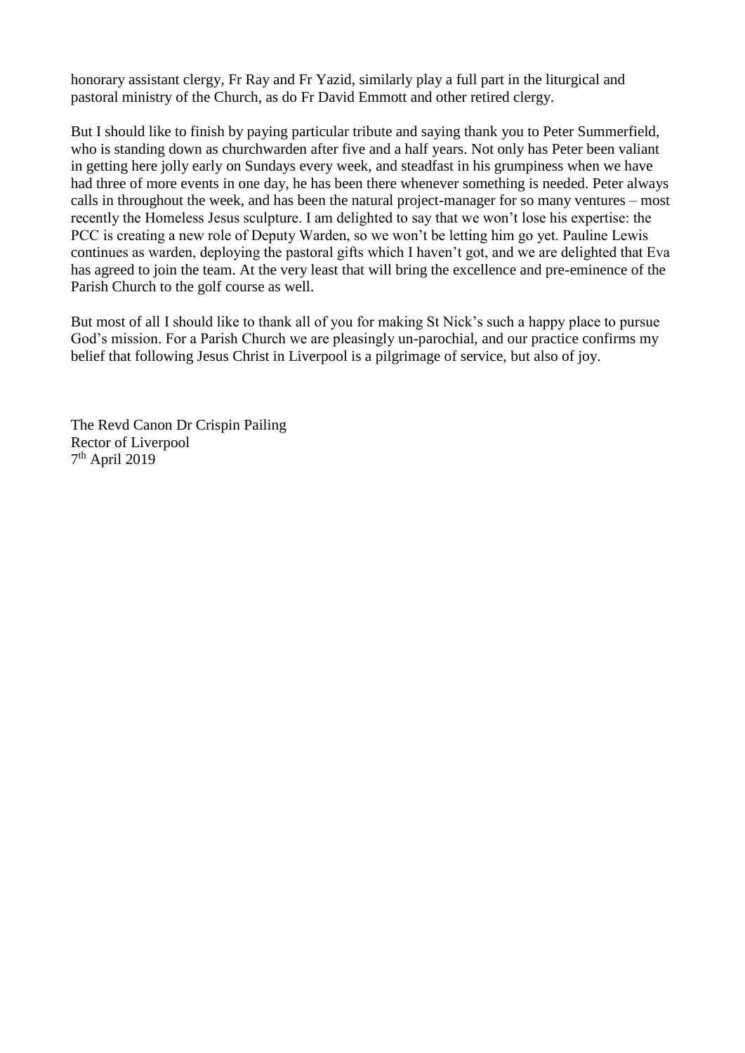honorary assistant clergy, Fr Ray and Fr Yazid, similarly play a full part in the liturgical and pastoral ministry of the Church, as do Fr David Emmott and other retired clergy.

But I should like to finish by paying particular tribute and saying thank you to Peter Summerfield, who is standing down as churchwarden after five and a half years. Not only has Peter been valiant in getting here jolly early on Sundays every week, and steadfast in his grumpiness when we have had three of more events in one day, he has been there whenever something is needed. Peter always calls in throughout the week, and has been the natural project-manager for so many ventures – most recently the Homeless Jesus sculpture. I am delighted to say that we won't lose his expertise: the PCC is creating a new role of Deputy Warden, so we won't be letting him go yet. Pauline Lewis continues as warden, deploying the pastoral gifts which I haven't got, and we are delighted that Eva has agreed to join the team. At the very least that will bring the excellence and pre-eminence of the Parish Church to the golf course as well.

But most of all I should like to thank all of you for making St Nick's such a happy place to pursue God's mission. For a Parish Church we are pleasingly un-parochial, and our practice confirms my belief that following Jesus Christ in Liverpool is a pilgrimage of service, but also of joy.

The Revd Canon Dr Crispin Pailing  
Rector of Liverpool  
7th April 2019